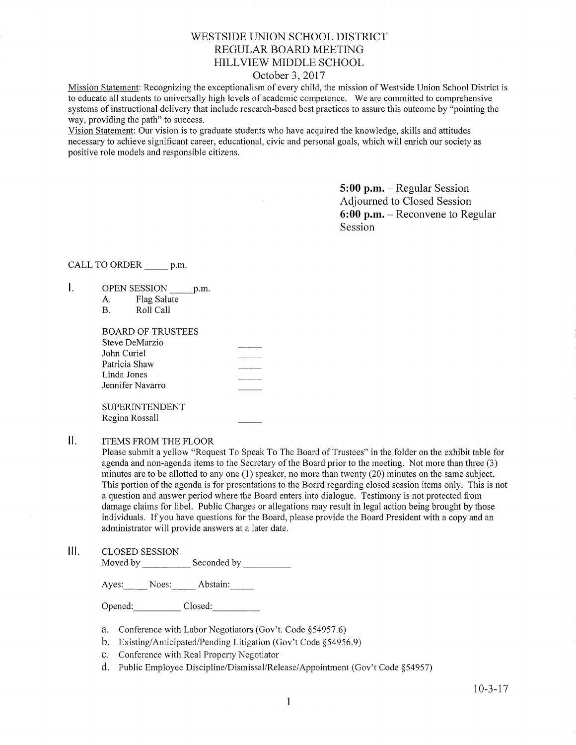# WESTSIDE UNION SCHOOL DISTRICT
# REGULAR BOARD MEETING
# HILLVIEW MIDDLE SCHOOL

October 3, 2017

Mission Statement: Recognizing the exceptionalism of every child, the mission of Westside Union School District is to educate all students to universally high levels of academic competence. We are committed to comprehensive systems of instructional delivery that include research-based best practices to assure this outcome by "pointing the way, providing the path" to success.

Vision Statement: Our vision is to graduate students who have acquired the knowledge, skills and attitudes necessary to achieve significant career, educational, civic and personal goals, which will enrich our society as positive role models and responsible citizens.

**5:00 p.m.** – Regular Session
Adjourned to Closed Session
**6:00 p.m.** – Reconvene to Regular Session

CALL TO ORDER _____ p.m.

I. OPEN SESSION _____ p.m.

A. Flag Salute
B. Roll Call

BOARD OF TRUSTEES

Steve DeMarzio _____
John Curiel _____
Patricia Shaw _____
Linda Jones _____
Jennifer Navarro _____

SUPERINTENDENT

Regina Rossall _____

II. ITEMS FROM THE FLOOR

Please submit a yellow "Request To Speak To The Board of Trustees" in the folder on the exhibit table for agenda and non-agenda items to the Secretary of the Board prior to the meeting. Not more than three (3) minutes are to be allotted to any one (1) speaker, no more than twenty (20) minutes on the same subject. This portion of the agenda is for presentations to the Board regarding closed session items only. This is not a question and answer period where the Board enters into dialogue. Testimony is not protected from damage claims for libel. Public Charges or allegations may result in legal action being brought by those individuals. If you have questions for the Board, please provide the Board President with a copy and an administrator will provide answers at a later date.

III. CLOSED SESSION

Moved by __________ Seconded by __________

Ayes:_____ Noes:_____ Abstain:_____

Opened:__________ Closed:__________

a. Conference with Labor Negotiators (Gov't. Code §54957.6)
b. Existing/Anticipated/Pending Litigation (Gov't Code §54956.9)
c. Conference with Real Property Negotiator
d. Public Employee Discipline/Dismissal/Release/Appointment (Gov't Code §54957)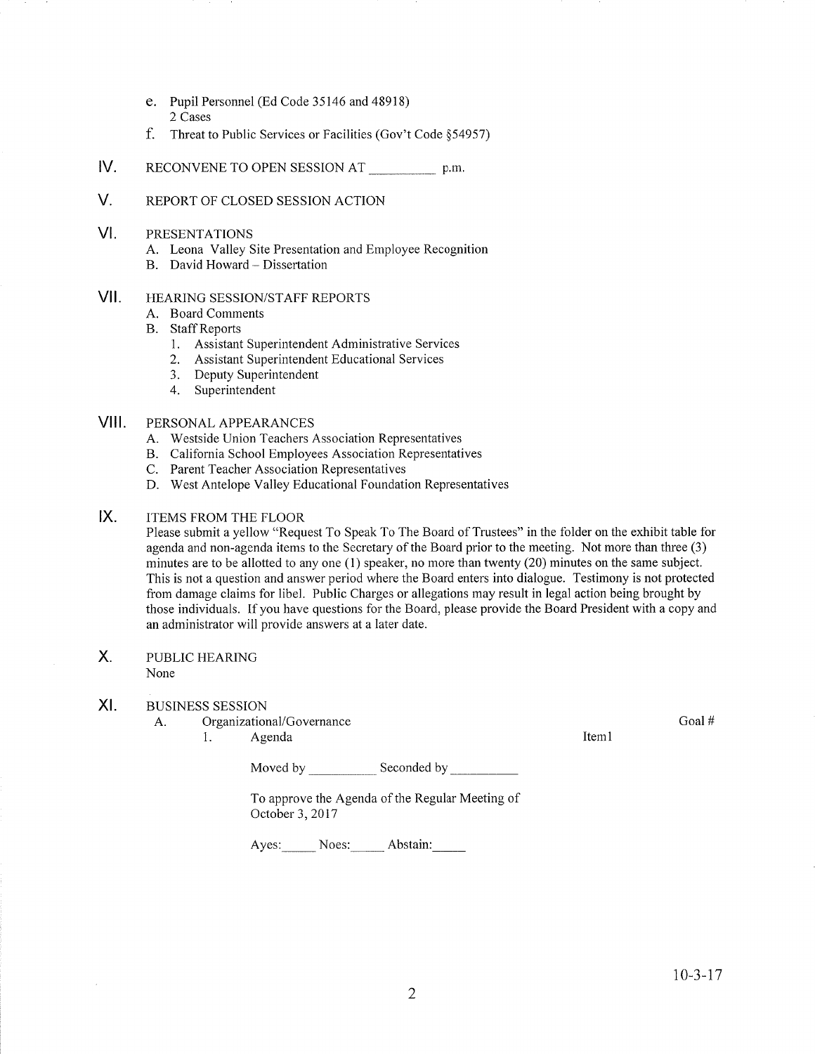e. Pupil Personnel (Ed Code 35146 and 48918)
   2 Cases

f. Threat to Public Services or Facilities (Gov't Code §54957)

## IV. RECONVENE TO OPEN SESSION AT __________ p.m.

## V. REPORT OF CLOSED SESSION ACTION

## VI. PRESENTATIONS

A. Leona Valley Site Presentation and Employee Recognition
B. David Howard – Dissertation

## VII. HEARING SESSION/STAFF REPORTS

A. Board Comments
B. Staff Reports
   1. Assistant Superintendent Administrative Services
   2. Assistant Superintendent Educational Services
   3. Deputy Superintendent
   4. Superintendent

## VIII. PERSONAL APPEARANCES

A. Westside Union Teachers Association Representatives
B. California School Employees Association Representatives
C. Parent Teacher Association Representatives
D. West Antelope Valley Educational Foundation Representatives

## IX. ITEMS FROM THE FLOOR

Please submit a yellow "Request To Speak To The Board of Trustees" in the folder on the exhibit table for agenda and non-agenda items to the Secretary of the Board prior to the meeting. Not more than three (3) minutes are to be allotted to any one (1) speaker, no more than twenty (20) minutes on the same subject. This is not a question and answer period where the Board enters into dialogue. Testimony is not protected from damage claims for libel. Public Charges or allegations may result in legal action being brought by those individuals. If you have questions for the Board, please provide the Board President with a copy and an administrator will provide answers at a later date.

## X. PUBLIC HEARING

None

## XI. BUSINESS SESSION

A. Organizational/Governance — Goal #

   1. Agenda — Item1

      Moved by __________ Seconded by __________

      To approve the Agenda of the Regular Meeting of October 3, 2017

      Ayes:_____ Noes:_____ Abstain:_____

10-3-17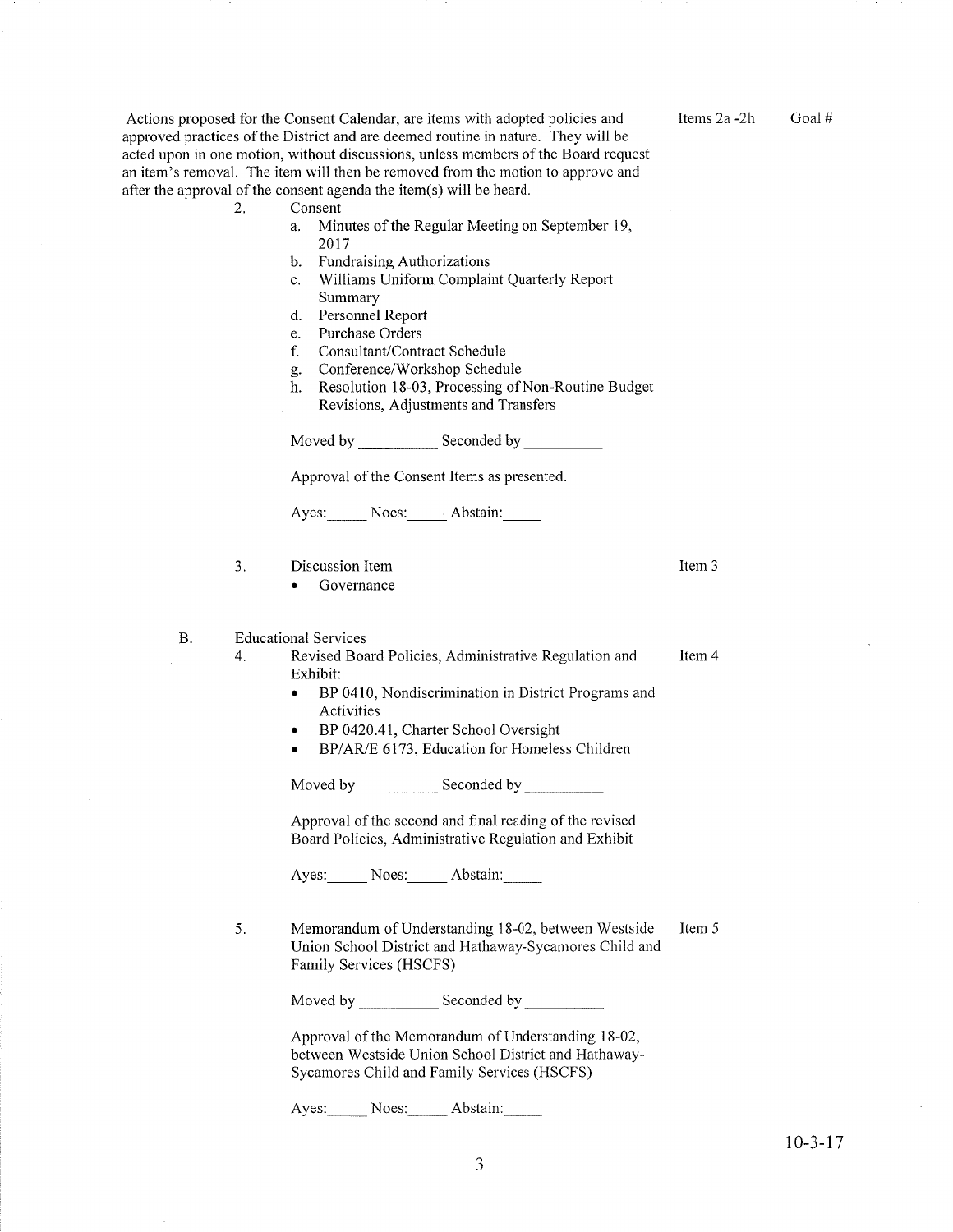Actions proposed for the Consent Calendar, are items with adopted policies and approved practices of the District and are deemed routine in nature. They will be acted upon in one motion, without discussions, unless members of the Board request an item's removal. The item will then be removed from the motion to approve and after the approval of the consent agenda the item(s) will be heard.

Items 2a -2h Goal #

2. Consent
   a. Minutes of the Regular Meeting on September 19, 2017
   b. Fundraising Authorizations
   c. Williams Uniform Complaint Quarterly Report Summary
   d. Personnel Report
   e. Purchase Orders
   f. Consultant/Contract Schedule
   g. Conference/Workshop Schedule
   h. Resolution 18-03, Processing of Non-Routine Budget Revisions, Adjustments and Transfers

   Moved by __________ Seconded by __________

   Approval of the Consent Items as presented.

   Ayes:_____ Noes:_____ Abstain:_____

3. Discussion Item — Item 3
   - Governance

B. Educational Services

4. Revised Board Policies, Administrative Regulation and Exhibit: — Item 4
   - BP 0410, Nondiscrimination in District Programs and Activities
   - BP 0420.41, Charter School Oversight
   - BP/AR/E 6173, Education for Homeless Children

   Moved by __________ Seconded by __________

   Approval of the second and final reading of the revised Board Policies, Administrative Regulation and Exhibit

   Ayes:_____ Noes:_____ Abstain:_____

5. Memorandum of Understanding 18-02, between Westside Union School District and Hathaway-Sycamores Child and Family Services (HSCFS) — Item 5

   Moved by __________ Seconded by __________

   Approval of the Memorandum of Understanding 18-02, between Westside Union School District and Hathaway-Sycamores Child and Family Services (HSCFS)

   Ayes:_____ Noes:_____ Abstain:_____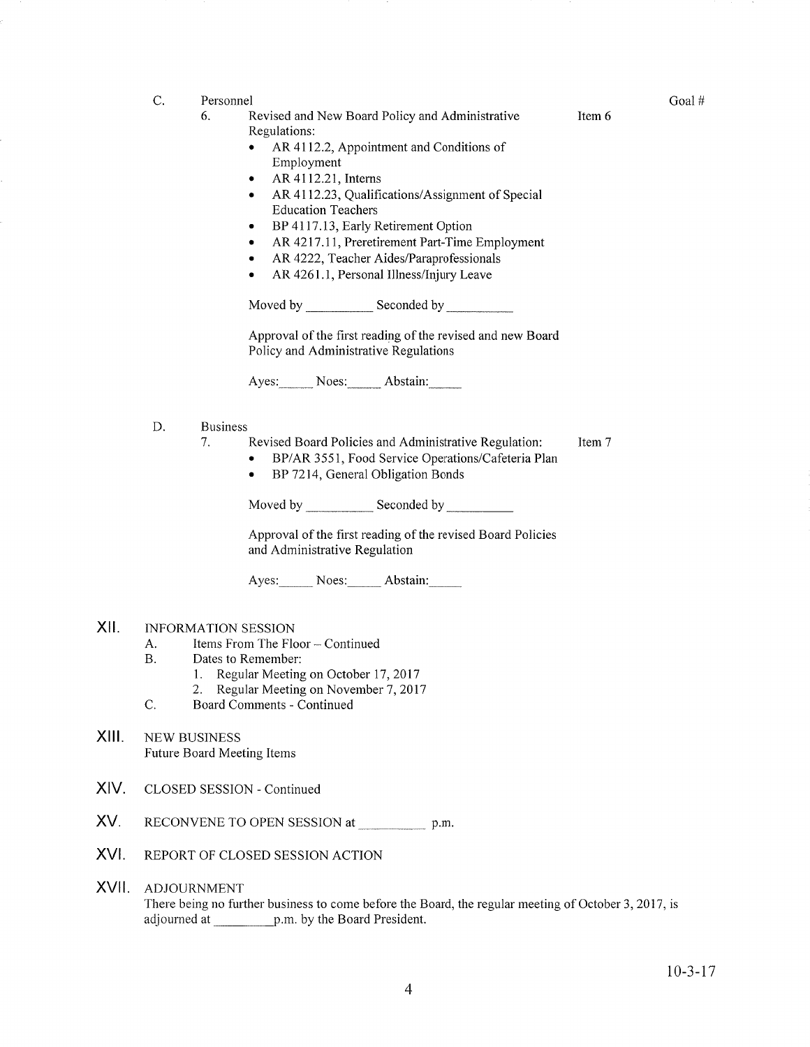C. Personnel — Goal #

6. Revised and New Board Policy and Administrative Regulations: — Item 6

- AR 4112.2, Appointment and Conditions of Employment
- AR 4112.21, Interns
- AR 4112.23, Qualifications/Assignment of Special Education Teachers
- BP 4117.13, Early Retirement Option
- AR 4217.11, Preretirement Part-Time Employment
- AR 4222, Teacher Aides/Paraprofessionals
- AR 4261.1, Personal Illness/Injury Leave

Moved by __________ Seconded by __________

Approval of the first reading of the revised and new Board Policy and Administrative Regulations

Ayes:_____ Noes:_____ Abstain:_____

D. Business

7. Revised Board Policies and Administrative Regulation: — Item 7

- BP/AR 3551, Food Service Operations/Cafeteria Plan
- BP 7214, General Obligation Bonds

Moved by __________ Seconded by __________

Approval of the first reading of the revised Board Policies and Administrative Regulation

Ayes:_____ Noes:_____ Abstain:_____

## XII. INFORMATION SESSION

A. Items From The Floor – Continued

B. Dates to Remember:

1. Regular Meeting on October 17, 2017
2. Regular Meeting on November 7, 2017

C. Board Comments - Continued

## XIII. NEW BUSINESS

Future Board Meeting Items

## XIV. CLOSED SESSION - Continued

## XV. RECONVENE TO OPEN SESSION at __________ p.m.

## XVI. REPORT OF CLOSED SESSION ACTION

## XVII. ADJOURNMENT

There being no further business to come before the Board, the regular meeting of October 3, 2017, is adjourned at _________p.m. by the Board President.

10-3-17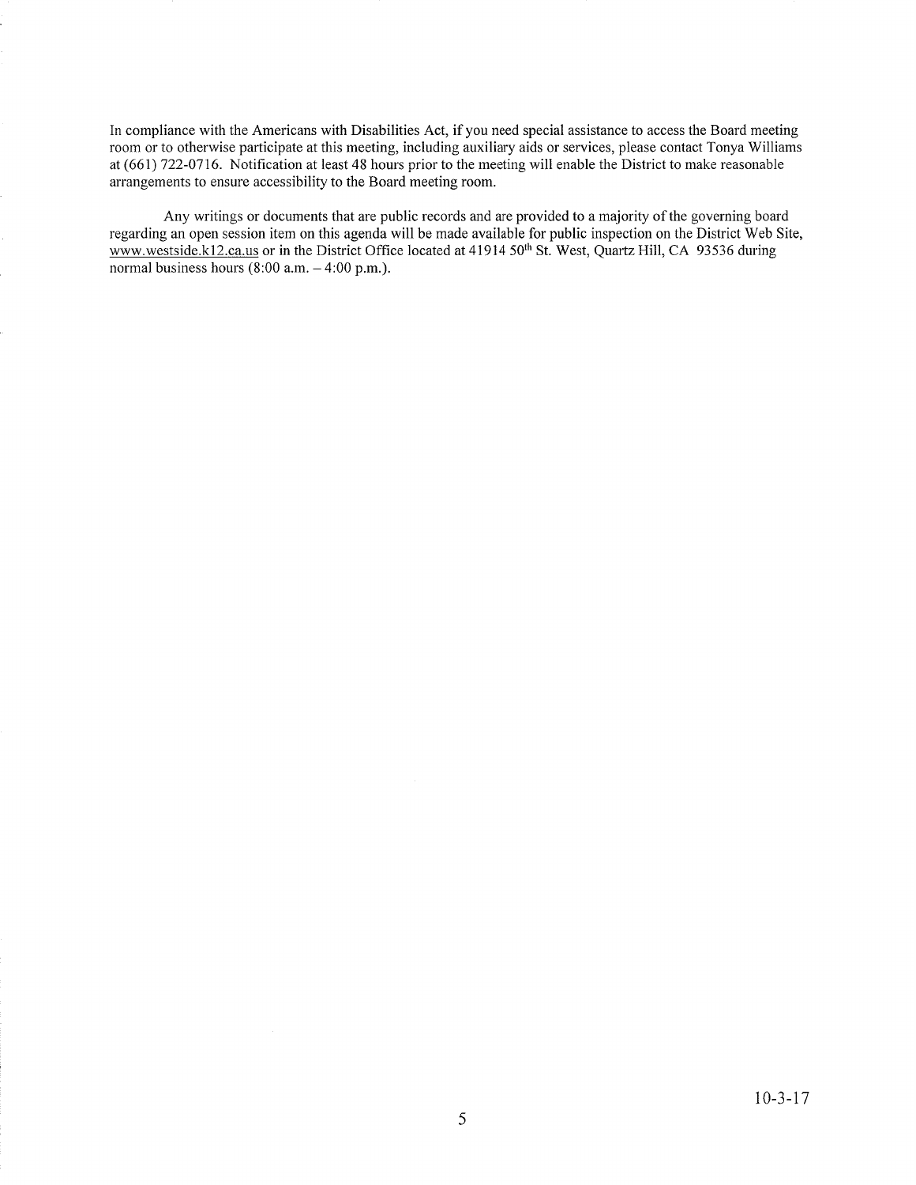In compliance with the Americans with Disabilities Act, if you need special assistance to access the Board meeting room or to otherwise participate at this meeting, including auxiliary aids or services, please contact Tonya Williams at (661) 722-0716. Notification at least 48 hours prior to the meeting will enable the District to make reasonable arrangements to ensure accessibility to the Board meeting room.

Any writings or documents that are public records and are provided to a majority of the governing board regarding an open session item on this agenda will be made available for public inspection on the District Web Site, www.westside.k12.ca.us or in the District Office located at 41914 50th St. West, Quartz Hill, CA 93536 during normal business hours (8:00 a.m. – 4:00 p.m.).

10-3-17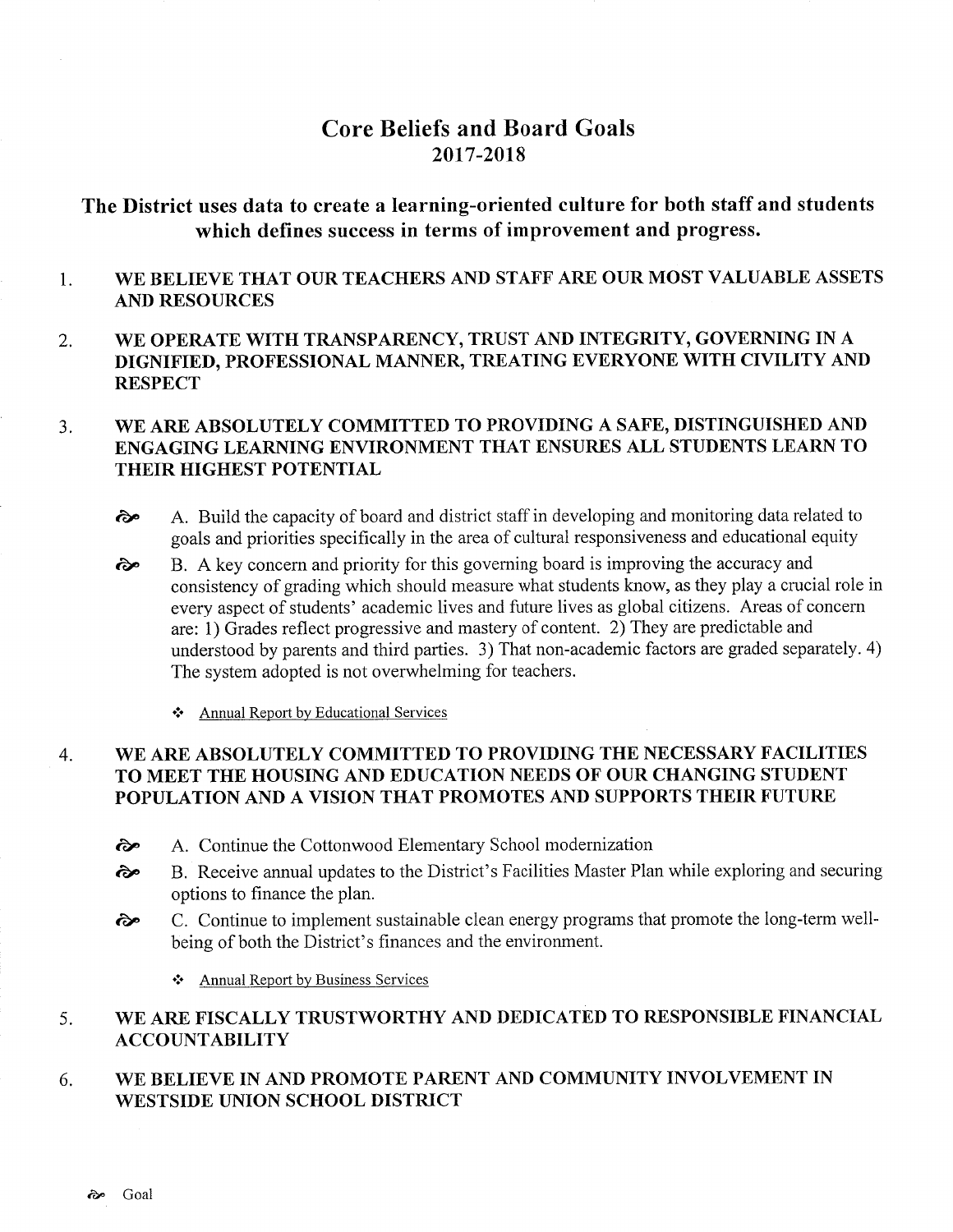# Core Beliefs and Board Goals
## 2017-2018

### The District uses data to create a learning-oriented culture for both staff and students which defines success in terms of improvement and progress.

1. **WE BELIEVE THAT OUR TEACHERS AND STAFF ARE OUR MOST VALUABLE ASSETS AND RESOURCES**

2. **WE OPERATE WITH TRANSPARENCY, TRUST AND INTEGRITY, GOVERNING IN A DIGNIFIED, PROFESSIONAL MANNER, TREATING EVERYONE WITH CIVILITY AND RESPECT**

3. **WE ARE ABSOLUTELY COMMITTED TO PROVIDING A SAFE, DISTINGUISHED AND ENGAGING LEARNING ENVIRONMENT THAT ENSURES ALL STUDENTS LEARN TO THEIR HIGHEST POTENTIAL**

   ॐ A. Build the capacity of board and district staff in developing and monitoring data related to goals and priorities specifically in the area of cultural responsiveness and educational equity

   ॐ B. A key concern and priority for this governing board is improving the accuracy and consistency of grading which should measure what students know, as they play a crucial role in every aspect of students' academic lives and future lives as global citizens. Areas of concern are: 1) Grades reflect progressive and mastery of content. 2) They are predictable and understood by parents and third parties. 3) That non-academic factors are graded separately. 4) The system adopted is not overwhelming for teachers.

   - Annual Report by Educational Services

4. **WE ARE ABSOLUTELY COMMITTED TO PROVIDING THE NECESSARY FACILITIES TO MEET THE HOUSING AND EDUCATION NEEDS OF OUR CHANGING STUDENT POPULATION AND A VISION THAT PROMOTES AND SUPPORTS THEIR FUTURE**

   ॐ A. Continue the Cottonwood Elementary School modernization

   ॐ B. Receive annual updates to the District's Facilities Master Plan while exploring and securing options to finance the plan.

   ॐ C. Continue to implement sustainable clean energy programs that promote the long-term well-being of both the District's finances and the environment.

   - Annual Report by Business Services

5. **WE ARE FISCALLY TRUSTWORTHY AND DEDICATED TO RESPONSIBLE FINANCIAL ACCOUNTABILITY**

6. **WE BELIEVE IN AND PROMOTE PARENT AND COMMUNITY INVOLVEMENT IN WESTSIDE UNION SCHOOL DISTRICT**

ॐ Goal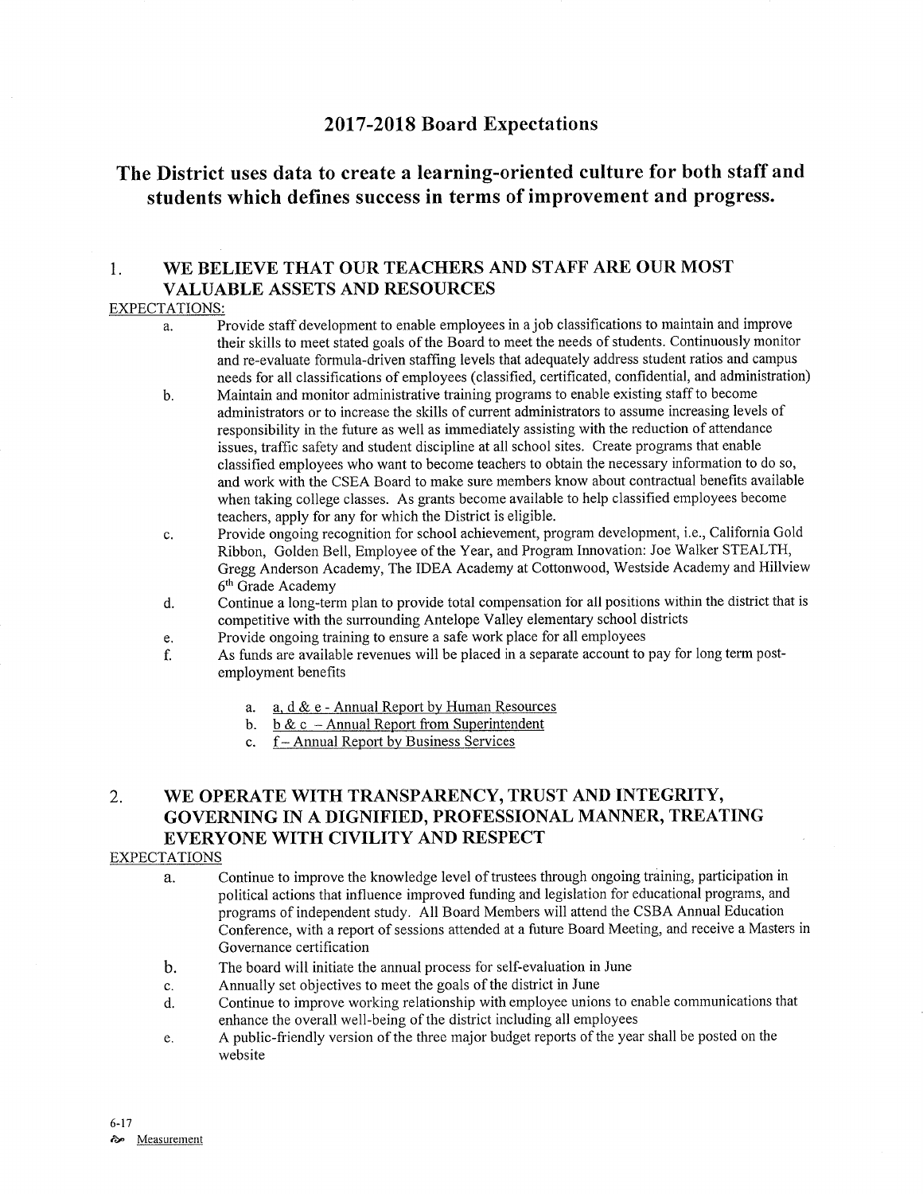# 2017-2018 Board Expectations

## The District uses data to create a learning-oriented culture for both staff and students which defines success in terms of improvement and progress.

### 1. WE BELIEVE THAT OUR TEACHERS AND STAFF ARE OUR MOST VALUABLE ASSETS AND RESOURCES

EXPECTATIONS:

a. Provide staff development to enable employees in a job classifications to maintain and improve their skills to meet stated goals of the Board to meet the needs of students. Continuously monitor and re-evaluate formula-driven staffing levels that adequately address student ratios and campus needs for all classifications of employees (classified, certificated, confidential, and administration)

b. Maintain and monitor administrative training programs to enable existing staff to become administrators or to increase the skills of current administrators to assume increasing levels of responsibility in the future as well as immediately assisting with the reduction of attendance issues, traffic safety and student discipline at all school sites. Create programs that enable classified employees who want to become teachers to obtain the necessary information to do so, and work with the CSEA Board to make sure members know about contractual benefits available when taking college classes. As grants become available to help classified employees become teachers, apply for any for which the District is eligible.

c. Provide ongoing recognition for school achievement, program development, i.e., California Gold Ribbon, Golden Bell, Employee of the Year, and Program Innovation: Joe Walker STEALTH, Gregg Anderson Academy, The IDEA Academy at Cottonwood, Westside Academy and Hillview 6th Grade Academy

d. Continue a long-term plan to provide total compensation for all positions within the district that is competitive with the surrounding Antelope Valley elementary school districts

e. Provide ongoing training to ensure a safe work place for all employees

f. As funds are available revenues will be placed in a separate account to pay for long term post-employment benefits

   a. a, d & e - Annual Report by Human Resources
   b. b & c – Annual Report from Superintendent
   c. f – Annual Report by Business Services

### 2. WE OPERATE WITH TRANSPARENCY, TRUST AND INTEGRITY, GOVERNING IN A DIGNIFIED, PROFESSIONAL MANNER, TREATING EVERYONE WITH CIVILITY AND RESPECT

EXPECTATIONS

a. Continue to improve the knowledge level of trustees through ongoing training, participation in political actions that influence improved funding and legislation for educational programs, and programs of independent study. All Board Members will attend the CSBA Annual Education Conference, with a report of sessions attended at a future Board Meeting, and receive a Masters in Governance certification

b. The board will initiate the annual process for self-evaluation in June

c. Annually set objectives to meet the goals of the district in June

d. Continue to improve working relationship with employee unions to enable communications that enhance the overall well-being of the district including all employees

e. A public-friendly version of the three major budget reports of the year shall be posted on the website

6-17

Measurement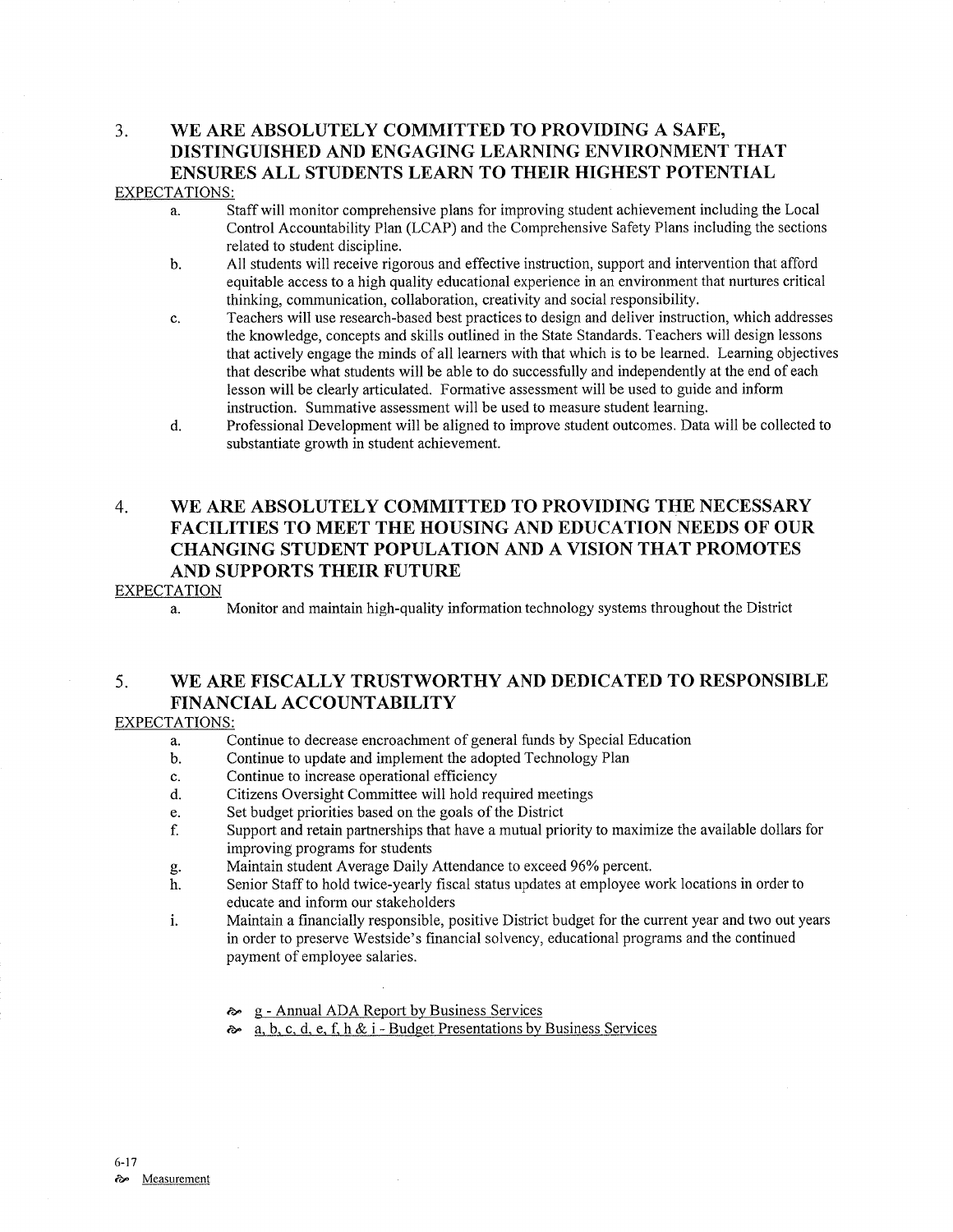## 3. WE ARE ABSOLUTELY COMMITTED TO PROVIDING A SAFE, DISTINGUISHED AND ENGAGING LEARNING ENVIRONMENT THAT ENSURES ALL STUDENTS LEARN TO THEIR HIGHEST POTENTIAL

EXPECTATIONS:

a. Staff will monitor comprehensive plans for improving student achievement including the Local Control Accountability Plan (LCAP) and the Comprehensive Safety Plans including the sections related to student discipline.

b. All students will receive rigorous and effective instruction, support and intervention that afford equitable access to a high quality educational experience in an environment that nurtures critical thinking, communication, collaboration, creativity and social responsibility.

c. Teachers will use research-based best practices to design and deliver instruction, which addresses the knowledge, concepts and skills outlined in the State Standards. Teachers will design lessons that actively engage the minds of all learners with that which is to be learned. Learning objectives that describe what students will be able to do successfully and independently at the end of each lesson will be clearly articulated. Formative assessment will be used to guide and inform instruction. Summative assessment will be used to measure student learning.

d. Professional Development will be aligned to improve student outcomes. Data will be collected to substantiate growth in student achievement.

## 4. WE ARE ABSOLUTELY COMMITTED TO PROVIDING THE NECESSARY FACILITIES TO MEET THE HOUSING AND EDUCATION NEEDS OF OUR CHANGING STUDENT POPULATION AND A VISION THAT PROMOTES AND SUPPORTS THEIR FUTURE

EXPECTATION

a. Monitor and maintain high-quality information technology systems throughout the District

## 5. WE ARE FISCALLY TRUSTWORTHY AND DEDICATED TO RESPONSIBLE FINANCIAL ACCOUNTABILITY

EXPECTATIONS:

a. Continue to decrease encroachment of general funds by Special Education

b. Continue to update and implement the adopted Technology Plan

c. Continue to increase operational efficiency

d. Citizens Oversight Committee will hold required meetings

e. Set budget priorities based on the goals of the District

f. Support and retain partnerships that have a mutual priority to maximize the available dollars for improving programs for students

g. Maintain student Average Daily Attendance to exceed 96% percent.

h. Senior Staff to hold twice-yearly fiscal status updates at employee work locations in order to educate and inform our stakeholders

i. Maintain a financially responsible, positive District budget for the current year and two out years in order to preserve Westside's financial solvency, educational programs and the continued payment of employee salaries.

- g - Annual ADA Report by Business Services
- a, b, c, d, e, f, h & i - Budget Presentations by Business Services

6-17

Measurement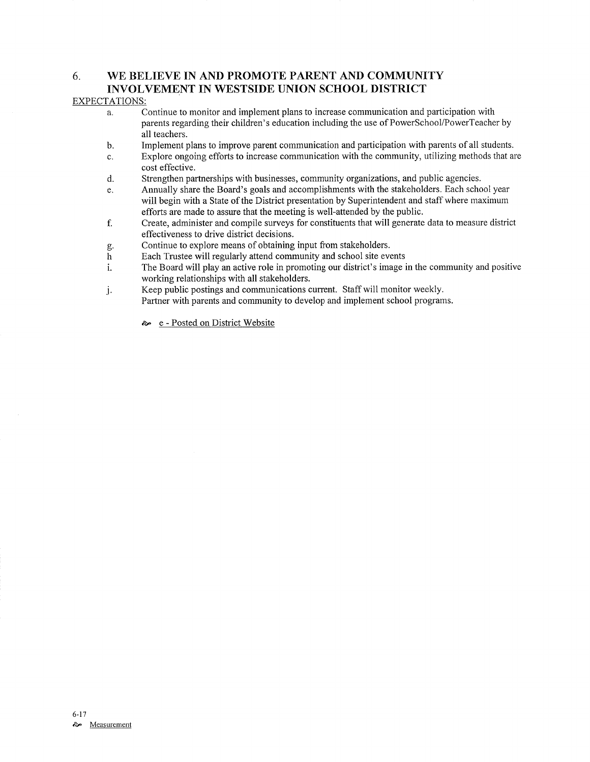## 6. WE BELIEVE IN AND PROMOTE PARENT AND COMMUNITY INVOLVEMENT IN WESTSIDE UNION SCHOOL DISTRICT

EXPECTATIONS:

a. Continue to monitor and implement plans to increase communication and participation with parents regarding their children's education including the use of PowerSchool/PowerTeacher by all teachers.

b. Implement plans to improve parent communication and participation with parents of all students.

c. Explore ongoing efforts to increase communication with the community, utilizing methods that are cost effective.

d. Strengthen partnerships with businesses, community organizations, and public agencies.

e. Annually share the Board's goals and accomplishments with the stakeholders. Each school year will begin with a State of the District presentation by Superintendent and staff where maximum efforts are made to assure that the meeting is well-attended by the public.

f. Create, administer and compile surveys for constituents that will generate data to measure district effectiveness to drive district decisions.

g. Continue to explore means of obtaining input from stakeholders.

h Each Trustee will regularly attend community and school site events

i. The Board will play an active role in promoting our district's image in the community and positive working relationships with all stakeholders.

j. Keep public postings and communications current. Staff will monitor weekly.
Partner with parents and community to develop and implement school programs.

- e - Posted on District Website

6-17

Measurement